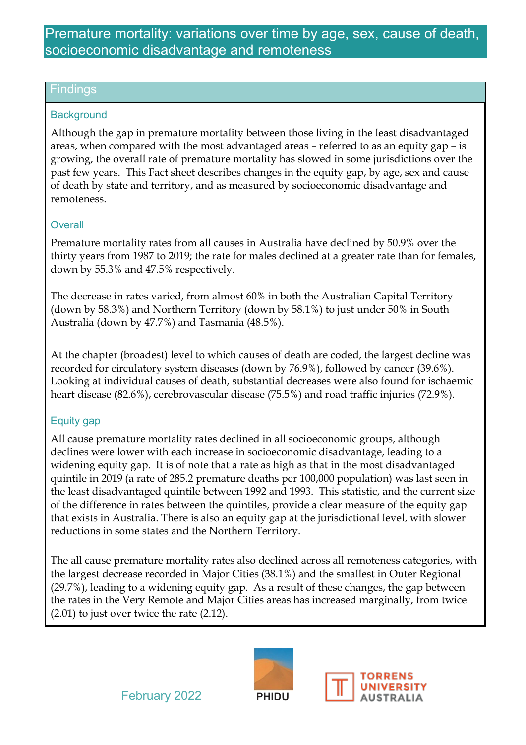# Premature mortality: variations over time by age, sex, cause of death, socioeconomic disadvantage and remoteness

## Findings

### Background

Although the gap in premature mortality between those living in the least disadvantaged areas, when compared with the most advantaged areas – referred to as an equity gap – is growing, the overall rate of premature mortality has slowed in some jurisdictions over the past few years. This Fact sheet describes changes in the equity gap, by age, sex and cause of death by state and territory, and as measured by socioeconomic disadvantage and remoteness.

### Overall

Premature mortality rates from all causes in Australia have declined by 50.9% over the thirty years from 1987 to 2019; the rate for males declined at a greater rate than for females, down by 55.3% and 47.5% respectively.

The decrease in rates varied, from almost 60% in both the Australian Capital Territory (down by 58.3%) and Northern Territory (down by 58.1%) to just under 50% in South Australia (down by 47.7%) and Tasmania (48.5%).

At the chapter (broadest) level to which causes of death are coded, the largest decline was recorded for circulatory system diseases (down by 76.9%), followed by cancer (39.6%). Looking at individual causes of death, substantial decreases were also found for ischaemic heart disease (82.6%), cerebrovascular disease (75.5%) and road traffic injuries (72.9%).

### Equity gap

All cause premature mortality rates declined in all socioeconomic groups, although declines were lower with each increase in socioeconomic disadvantage, leading to a widening equity gap. It is of note that a rate as high as that in the most disadvantaged quintile in 2019 (a rate of 285.2 premature deaths per 100,000 population) was last seen in the least disadvantaged quintile between 1992 and 1993. This statistic, and the current size of the difference in rates between the quintiles, provide a clear measure of the equity gap that exists in Australia. There is also an equity gap at the jurisdictional level, with slower reductions in some states and the Northern Territory.

The all cause premature mortality rates also declined across all remoteness categories, with the largest decrease recorded in Major Cities (38.1%) and the smallest in Outer Regional (29.7%), leading to a widening equity gap. As a result of these changes, the gap between the rates in the Very Remote and Major Cities areas has increased marginally, from twice (2.01) to just over twice the rate (2.12).

February 2022

PHIDU

TORRENS UNIVERSITY AUSTRALIA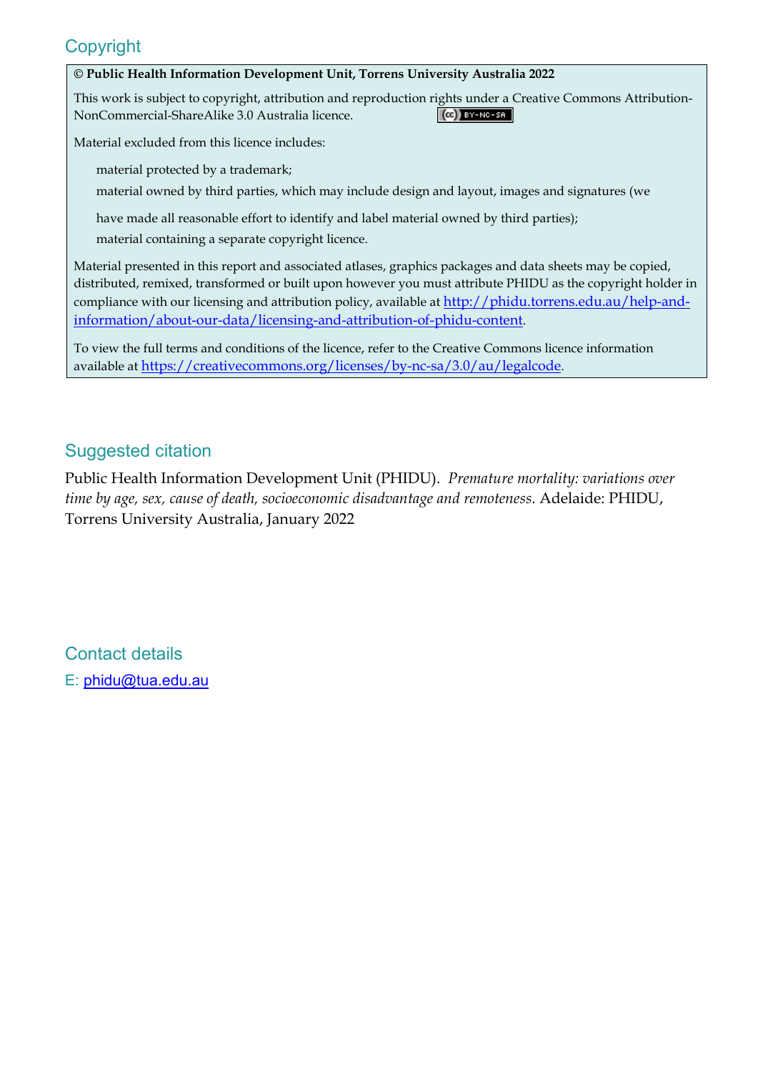## Copyright

**© Public Health Information Development Unit, Torrens University Australia 2022**

This work is subject to copyright, attribution and reproduction rights under a Creative Commons Attribution-NonCommercial-ShareAlike 3.0 Australia licence.

Material excluded from this licence includes:

- material protected by a trademark;
- material owned by third parties, which may include design and layout, images and signatures (we have made all reasonable effort to identify and label material owned by third parties);
- material containing a separate copyright licence.

Material presented in this report and associated atlases, graphics packages and data sheets may be copied, distributed, remixed, transformed or built upon however you must attribute PHIDU as the copyright holder in compliance with our licensing and attribution policy, available at http://phidu.torrens.edu.au/help-and-information/about-our-data/licensing-and-attribution-of-phidu-content.

To view the full terms and conditions of the licence, refer to the Creative Commons licence information available at https://creativecommons.org/licenses/by-nc-sa/3.0/au/legalcode.

## Suggested citation

Public Health Information Development Unit (PHIDU). *Premature mortality: variations over time by age, sex, cause of death, socioeconomic disadvantage and remoteness*. Adelaide: PHIDU, Torrens University Australia, January 2022

## Contact details

E: phidu@tua.edu.au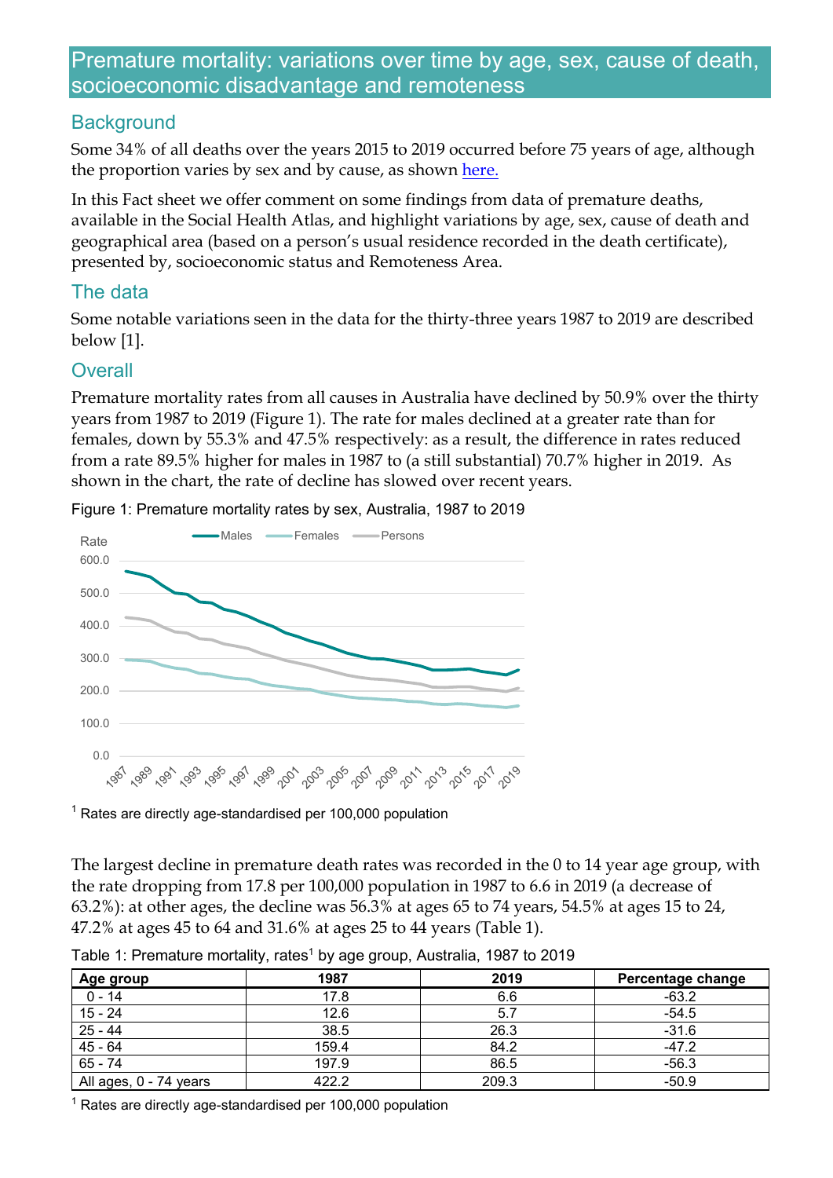# Premature mortality: variations over time by age, sex, cause of death, socioeconomic disadvantage and remoteness

## Background

Some 34% of all deaths over the years 2015 to 2019 occurred before 75 years of age, although the proportion varies by sex and by cause, as shown here.

In this Fact sheet we offer comment on some findings from data of premature deaths, available in the Social Health Atlas, and highlight variations by age, sex, cause of death and geographical area (based on a person's usual residence recorded in the death certificate), presented by, socioeconomic status and Remoteness Area.

## The data

Some notable variations seen in the data for the thirty-three years 1987 to 2019 are described below [1].

## Overall

Premature mortality rates from all causes in Australia have declined by 50.9% over the thirty years from 1987 to 2019 (Figure 1). The rate for males declined at a greater rate than for females, down by 55.3% and 47.5% respectively: as a result, the difference in rates reduced from a rate 89.5% higher for males in 1987 to (a still substantial) 70.7% higher in 2019. As shown in the chart, the rate of decline has slowed over recent years.

Figure 1: Premature mortality rates by sex, Australia, 1987 to 2019

[1] Rates are directly age-standardised per 100,000 population

The largest decline in premature death rates was recorded in the 0 to 14 year age group, with the rate dropping from 17.8 per 100,000 population in 1987 to 6.6 in 2019 (a decrease of 63.2%): at other ages, the decline was 56.3% at ages 65 to 74 years, 54.5% at ages 15 to 24, 47.2% at ages 45 to 64 and 31.6% at ages 25 to 44 years (Table 1).

Table 1: Premature mortality, rates[1] by age group, Australia, 1987 to 2019

| Age group | 1987 | 2019 | Percentage change |
|---|---|---|---|
| 0 - 14 | 17.8 | 6.6 | -63.2 |
| 15 - 24 | 12.6 | 5.7 | -54.5 |
| 25 - 44 | 38.5 | 26.3 | -31.6 |
| 45 - 64 | 159.4 | 84.2 | -47.2 |
| 65 - 74 | 197.9 | 86.5 | -56.3 |
| All ages, 0 - 74 years | 422.2 | 209.3 | -50.9 |

[1] Rates are directly age-standardised per 100,000 population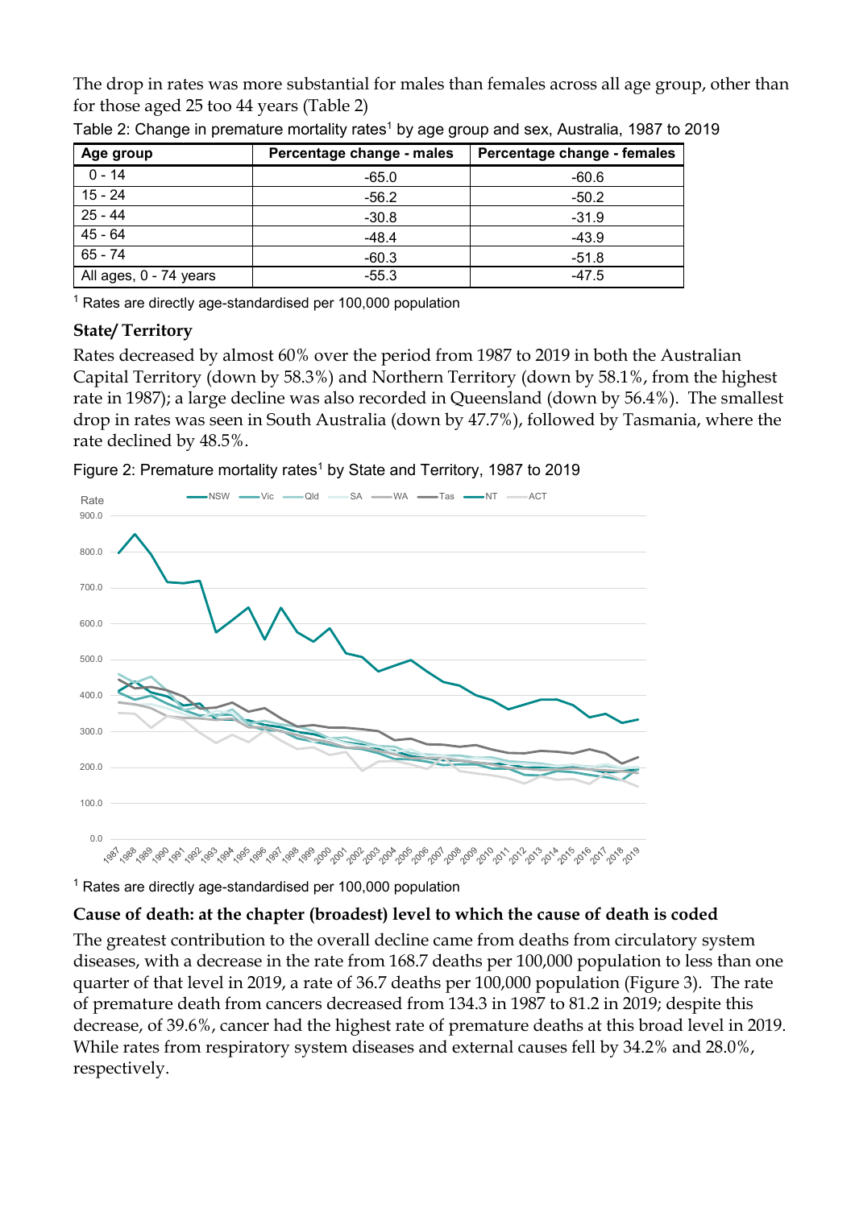The drop in rates was more substantial for males than females across all age group, other than for those aged 25 too 44 years (Table 2)

Table 2: Change in premature mortality rates[1] by age group and sex, Australia, 1987 to 2019

| Age group | Percentage change - males | Percentage change - females |
|---|---|---|
| 0 - 14 | -65.0 | -60.6 |
| 15 - 24 | -56.2 | -50.2 |
| 25 - 44 | -30.8 | -31.9 |
| 45 - 64 | -48.4 | -43.9 |
| 65 - 74 | -60.3 | -51.8 |
| All ages, 0 - 74 years | -55.3 | -47.5 |

[1] Rates are directly age-standardised per 100,000 population

**State/ Territory**

Rates decreased by almost 60% over the period from 1987 to 2019 in both the Australian Capital Territory (down by 58.3%) and Northern Territory (down by 58.1%, from the highest rate in 1987); a large decline was also recorded in Queensland (down by 56.4%). The smallest drop in rates was seen in South Australia (down by 47.7%), followed by Tasmania, where the rate declined by 48.5%.

Figure 2: Premature mortality rates[1] by State and Territory, 1987 to 2019

[1] Rates are directly age-standardised per 100,000 population

**Cause of death: at the chapter (broadest) level to which the cause of death is coded**

The greatest contribution to the overall decline came from deaths from circulatory system diseases, with a decrease in the rate from 168.7 deaths per 100,000 population to less than one quarter of that level in 2019, a rate of 36.7 deaths per 100,000 population (Figure 3). The rate of premature death from cancers decreased from 134.3 in 1987 to 81.2 in 2019; despite this decrease, of 39.6%, cancer had the highest rate of premature deaths at this broad level in 2019. While rates from respiratory system diseases and external causes fell by 34.2% and 28.0%, respectively.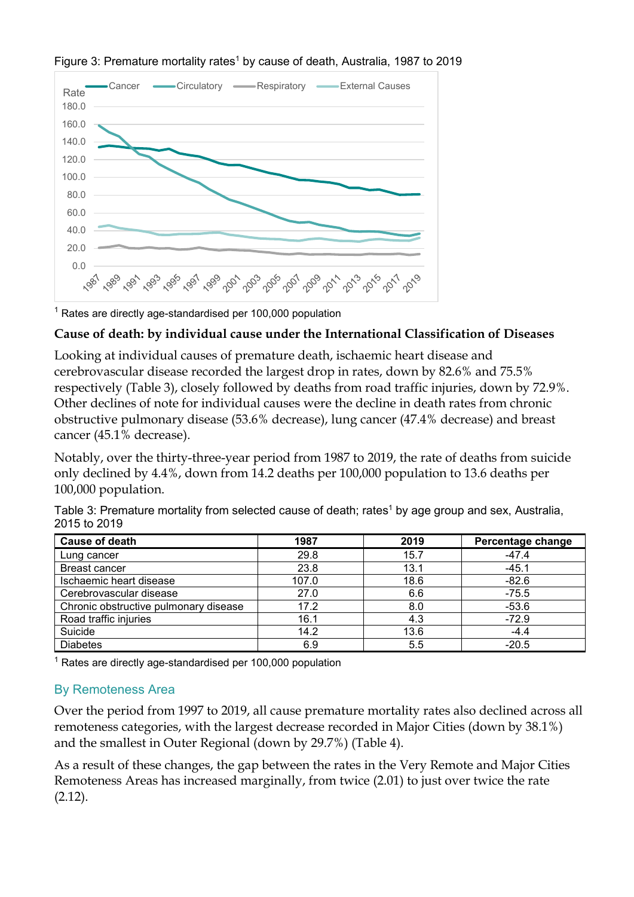Figure 3: Premature mortality rates[1] by cause of death, Australia, 1987 to 2019

[1] Rates are directly age-standardised per 100,000 population

**Cause of death: by individual cause under the International Classification of Diseases**

Looking at individual causes of premature death, ischaemic heart disease and cerebrovascular disease recorded the largest drop in rates, down by 82.6% and 75.5% respectively (Table 3), closely followed by deaths from road traffic injuries, down by 72.9%. Other declines of note for individual causes were the decline in death rates from chronic obstructive pulmonary disease (53.6% decrease), lung cancer (47.4% decrease) and breast cancer (45.1% decrease).

Notably, over the thirty-three-year period from 1987 to 2019, the rate of deaths from suicide only declined by 4.4%, down from 14.2 deaths per 100,000 population to 13.6 deaths per 100,000 population.

Table 3: Premature mortality from selected cause of death; rates[1] by age group and sex, Australia, 2015 to 2019

| Cause of death | 1987 | 2019 | Percentage change |
|---|---|---|---|
| Lung cancer | 29.8 | 15.7 | -47.4 |
| Breast cancer | 23.8 | 13.1 | -45.1 |
| Ischaemic heart disease | 107.0 | 18.6 | -82.6 |
| Cerebrovascular disease | 27.0 | 6.6 | -75.5 |
| Chronic obstructive pulmonary disease | 17.2 | 8.0 | -53.6 |
| Road traffic injuries | 16.1 | 4.3 | -72.9 |
| Suicide | 14.2 | 13.6 | -4.4 |
| Diabetes | 6.9 | 5.5 | -20.5 |

[1] Rates are directly age-standardised per 100,000 population

## By Remoteness Area

Over the period from 1997 to 2019, all cause premature mortality rates also declined across all remoteness categories, with the largest decrease recorded in Major Cities (down by 38.1%) and the smallest in Outer Regional (down by 29.7%) (Table 4).

As a result of these changes, the gap between the rates in the Very Remote and Major Cities Remoteness Areas has increased marginally, from twice (2.01) to just over twice the rate (2.12).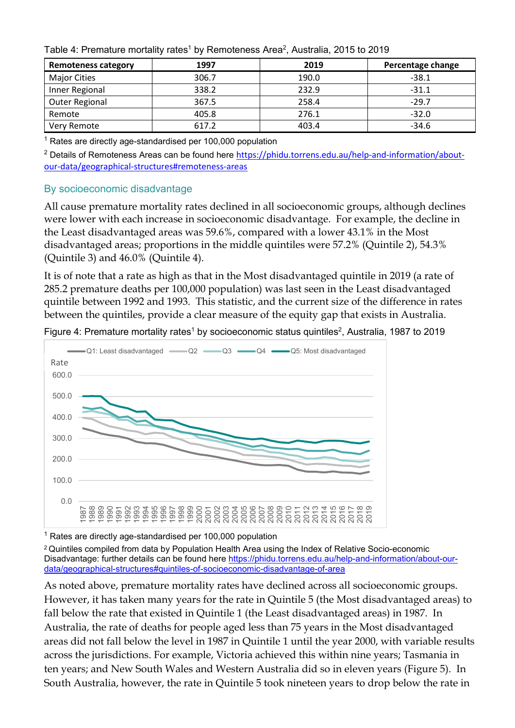Table 4: Premature mortality rates[1] by Remoteness Area[2], Australia, 2015 to 2019

| Remoteness category | 1997 | 2019 | Percentage change |
|---|---|---|---|
| Major Cities | 306.7 | 190.0 | -38.1 |
| Inner Regional | 338.2 | 232.9 | -31.1 |
| Outer Regional | 367.5 | 258.4 | -29.7 |
| Remote | 405.8 | 276.1 | -32.0 |
| Very Remote | 617.2 | 403.4 | -34.6 |

[1] Rates are directly age-standardised per 100,000 population

[2] Details of Remoteness Areas can be found here https://phidu.torrens.edu.au/help-and-information/about-our-data/geographical-structures#remoteness-areas

## By socioeconomic disadvantage

All cause premature mortality rates declined in all socioeconomic groups, although declines were lower with each increase in socioeconomic disadvantage. For example, the decline in the Least disadvantaged areas was 59.6%, compared with a lower 43.1% in the Most disadvantaged areas; proportions in the middle quintiles were 57.2% (Quintile 2), 54.3% (Quintile 3) and 46.0% (Quintile 4).

It is of note that a rate as high as that in the Most disadvantaged quintile in 2019 (a rate of 285.2 premature deaths per 100,000 population) was last seen in the Least disadvantaged quintile between 1992 and 1993. This statistic, and the current size of the difference in rates between the quintiles, provide a clear measure of the equity gap that exists in Australia.

Figure 4: Premature mortality rates[1] by socioeconomic status quintiles[2], Australia, 1987 to 2019

[1] Rates are directly age-standardised per 100,000 population

[2] Quintiles compiled from data by Population Health Area using the Index of Relative Socio-economic Disadvantage: further details can be found here https://phidu.torrens.edu.au/help-and-information/about-our-data/geographical-structures#quintiles-of-socioeconomic-disadvantage-of-area

As noted above, premature mortality rates have declined across all socioeconomic groups. However, it has taken many years for the rate in Quintile 5 (the Most disadvantaged areas) to fall below the rate that existed in Quintile 1 (the Least disadvantaged areas) in 1987. In Australia, the rate of deaths for people aged less than 75 years in the Most disadvantaged areas did not fall below the level in 1987 in Quintile 1 until the year 2000, with variable results across the jurisdictions. For example, Victoria achieved this within nine years; Tasmania in ten years; and New South Wales and Western Australia did so in eleven years (Figure 5). In South Australia, however, the rate in Quintile 5 took nineteen years to drop below the rate in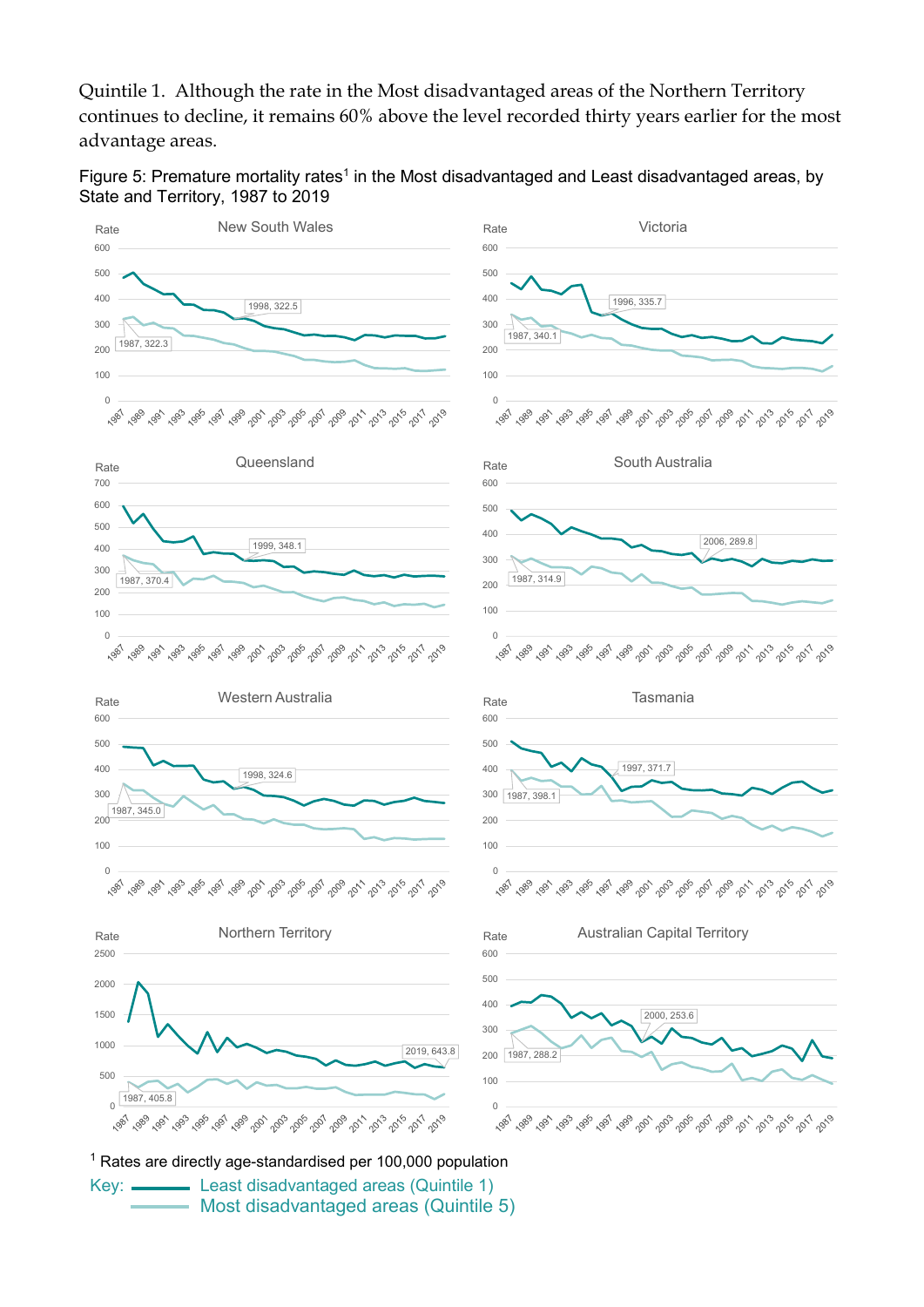Quintile 1. Although the rate in the Most disadvantaged areas of the Northern Territory continues to decline, it remains 60% above the level recorded thirty years earlier for the most advantage areas.

Figure 5: Premature mortality rates[1] in the Most disadvantaged and Least disadvantaged areas, by State and Territory, 1987 to 2019

[1] Rates are directly age-standardised per 100,000 population

Key: Least disadvantaged areas (Quintile 1)
Most disadvantaged areas (Quintile 5)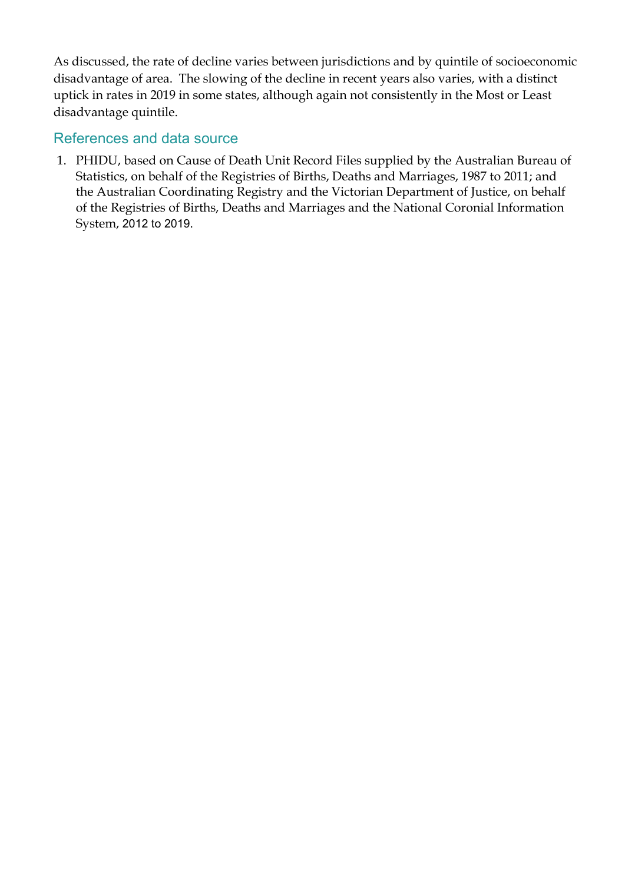As discussed, the rate of decline varies between jurisdictions and by quintile of socioeconomic disadvantage of area.  The slowing of the decline in recent years also varies, with a distinct uptick in rates in 2019 in some states, although again not consistently in the Most or Least disadvantage quintile.

## References and data source

1. PHIDU, based on Cause of Death Unit Record Files supplied by the Australian Bureau of Statistics, on behalf of the Registries of Births, Deaths and Marriages, 1987 to 2011; and the Australian Coordinating Registry and the Victorian Department of Justice, on behalf of the Registries of Births, Deaths and Marriages and the National Coronial Information System, 2012 to 2019.